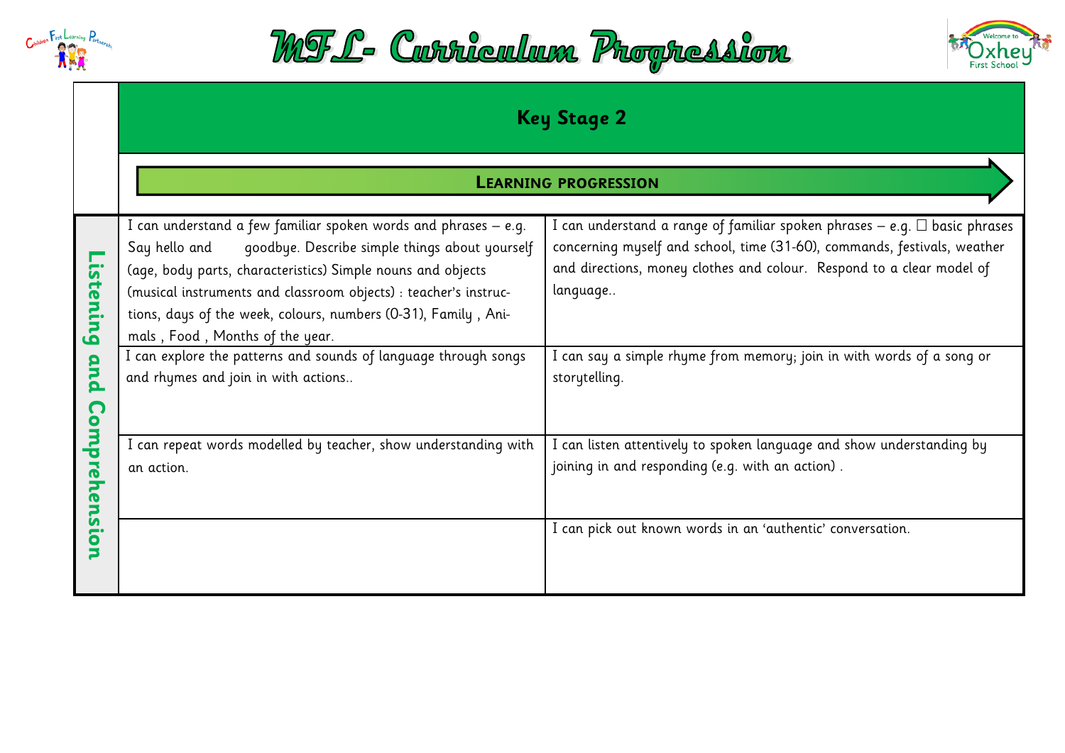# MFL- Curriculum Progression

| | Key Stage 2 | |
|---|---|---|
| | **LEARNING PROGRESSION** | |
| **Listening and Comprehension** | I can understand a few familiar spoken words and phrases – e.g. Say hello and goodbye. Describe simple things about yourself (age, body parts, characteristics) Simple nouns and objects (musical instruments and classroom objects) : teacher's instructions, days of the week, colours, numbers (0-31), Family , Animals , Food , Months of the year. | I can understand a range of familiar spoken phrases – e.g.  basic phrases concerning myself and school, time (31-60), commands, festivals, weather and directions, money clothes and colour. Respond to a clear model of language.. |
| | I can explore the patterns and sounds of language through songs and rhymes and join in with actions.. | I can say a simple rhyme from memory; join in with words of a song or storytelling. |
| | I can repeat words modelled by teacher, show understanding with an action. | I can listen attentively to spoken language and show understanding by joining in and responding (e.g. with an action) . |
| | | I can pick out known words in an 'authentic' conversation. |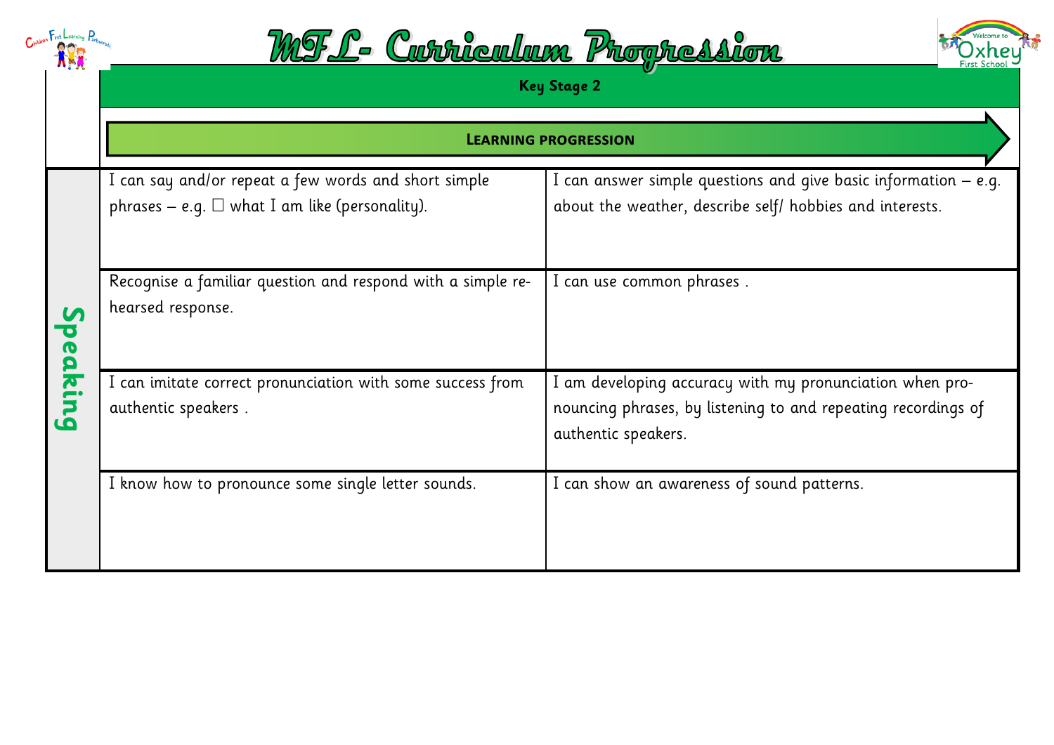# MFL- Curriculum Progression

| | Key Stage 2 | |
|---|---|---|
| | **Learning progression** | |
| **Speaking** | I can say and/or repeat a few words and short simple phrases – e.g. ☐ what I am like (personality). | I can answer simple questions and give basic information – e.g. about the weather, describe self/ hobbies and interests. |
| | Recognise a familiar question and respond with a simple rehearsed response. | I can use common phrases . |
| | I can imitate correct pronunciation with some success from authentic speakers . | I am developing accuracy with my pronunciation when pronouncing phrases, by listening to and repeating recordings of authentic speakers. |
| | I know how to pronounce some single letter sounds. | I can show an awareness of sound patterns. |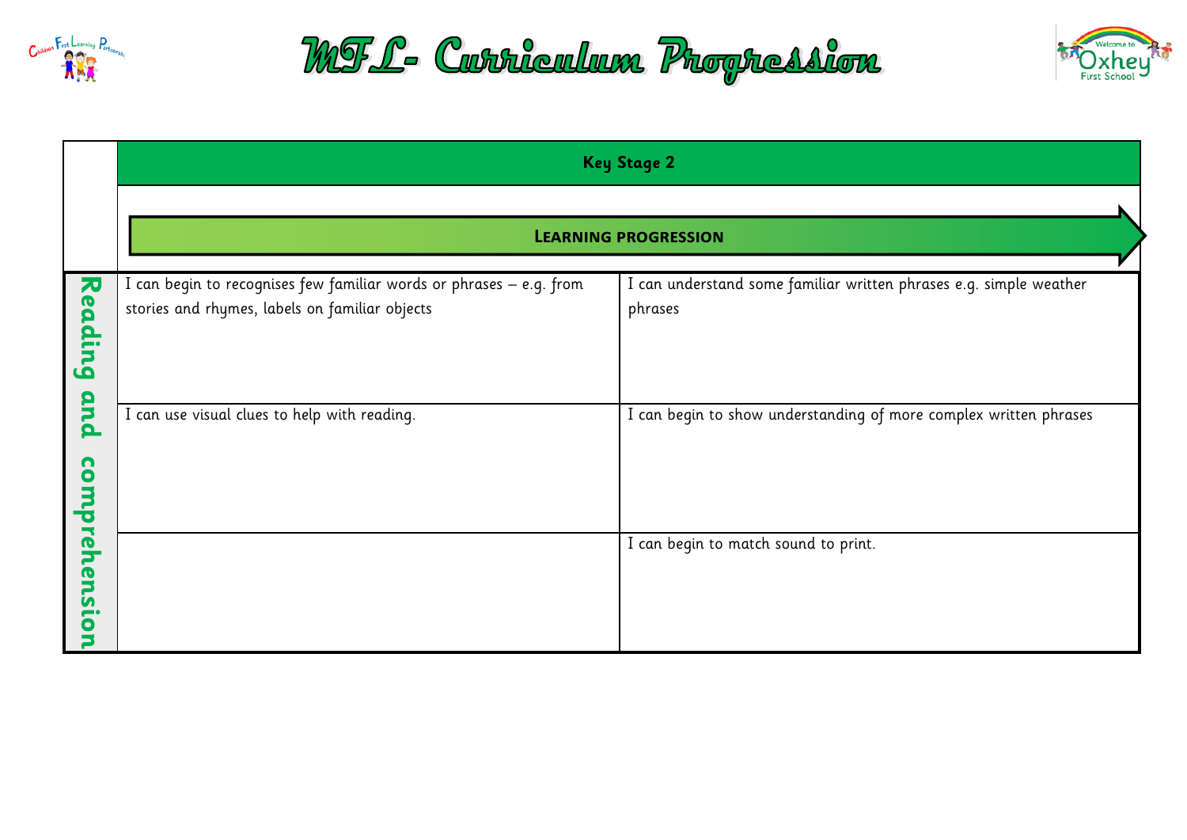# MFL- Curriculum Progression

| | Key Stage 2 | |
|---|---|---|
| | **Learning progression** | |
| Reading and comprehension | I can begin to recognises few familiar words or phrases – e.g. from stories and rhymes, labels on familiar objects | I can understand some familiar written phrases e.g. simple weather phrases |
| | I can use visual clues to help with reading. | I can begin to show understanding of more complex written phrases |
| | | I can begin to match sound to print. |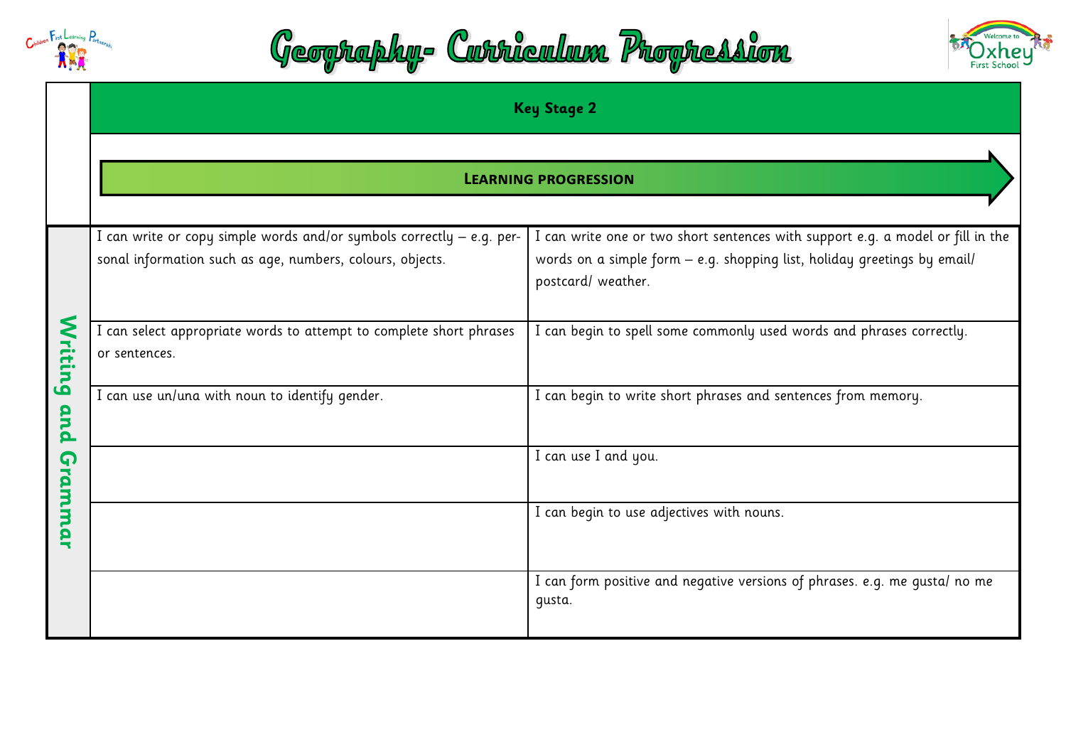# Geography- Curriculum Progression

| | Key Stage 2 | |
|---|---|---|
| | **Learning progression** → | |
| Writing and Grammar | I can write or copy simple words and/or symbols correctly – e.g. personal information such as age, numbers, colours, objects. | I can write one or two short sentences with support e.g. a model or fill in the words on a simple form – e.g. shopping list, holiday greetings by email/ postcard/ weather. |
| | I can select appropriate words to attempt to complete short phrases or sentences. | I can begin to spell some commonly used words and phrases correctly. |
| | I can use un/una with noun to identify gender. | I can begin to write short phrases and sentences from memory. |
| | | I can use I and you. |
| | | I can begin to use adjectives with nouns. |
| | | I can form positive and negative versions of phrases. e.g. me gusta/ no me gusta. |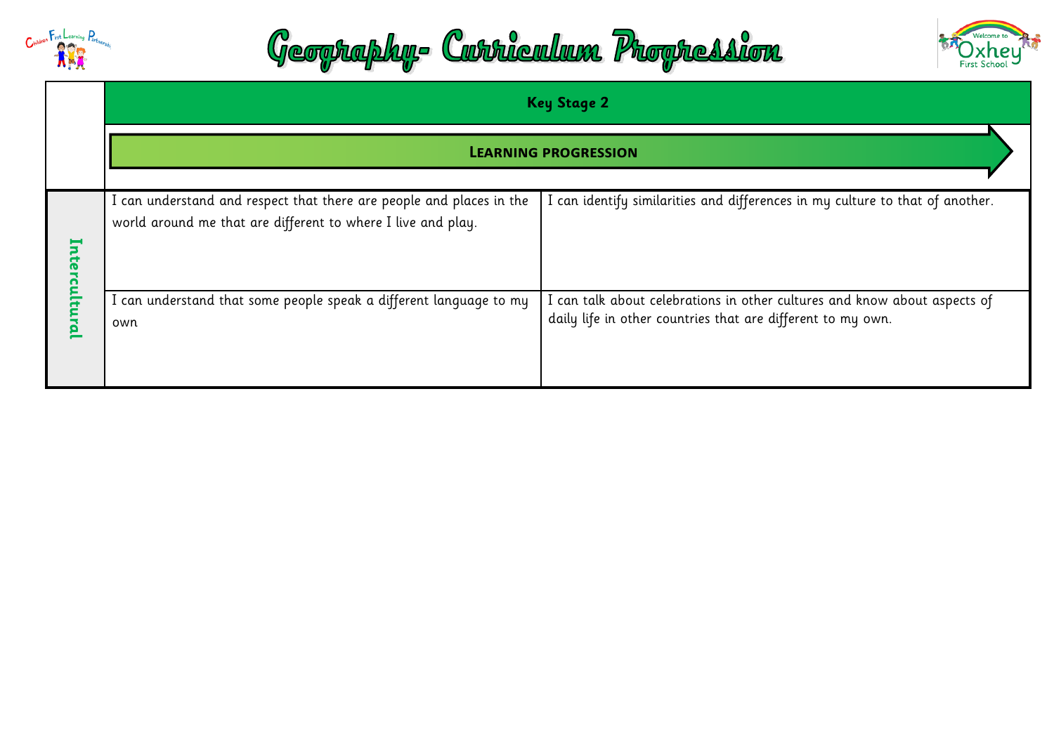# Geography- Curriculum Progression

| | Key Stage 2 | |
|---|---|---|
| | **Learning progression** | |
| Intercultural | I can understand and respect that there are people and places in the world around me that are different to where I live and play. | I can identify similarities and differences in my culture to that of another. |
| | I can understand that some people speak a different language to my own | I can talk about celebrations in other cultures and know about aspects of daily life in other countries that are different to my own. |